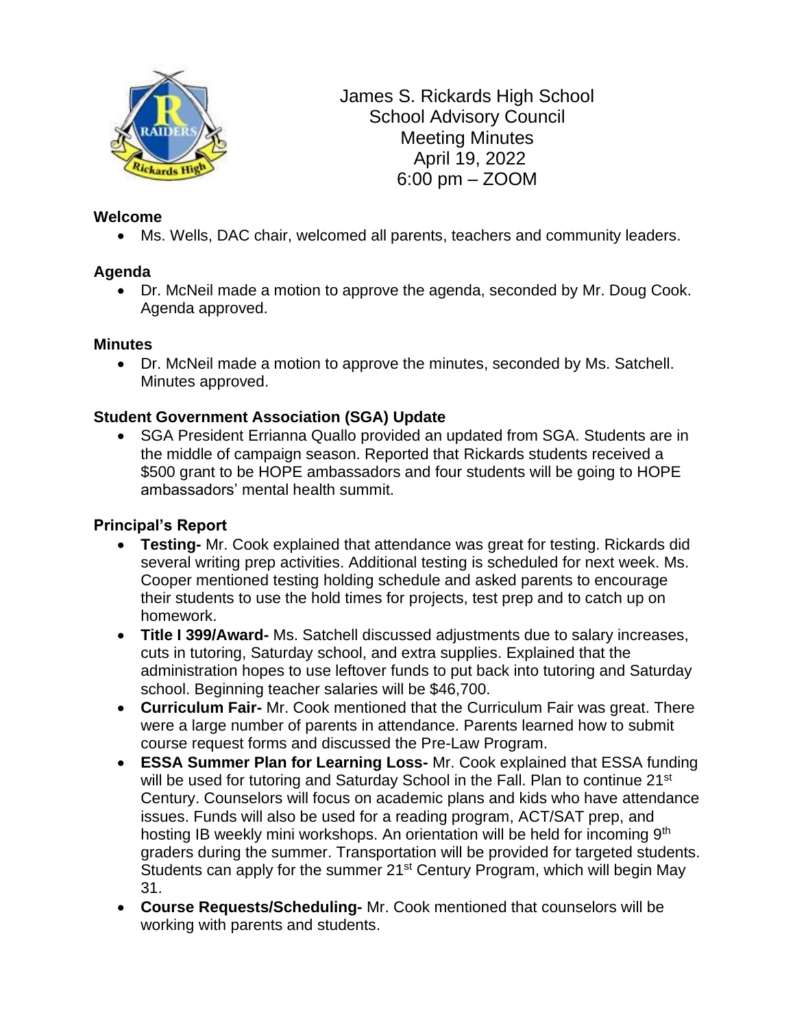# James S. Rickards High School
## School Advisory Council
## Meeting Minutes
April 19, 2022
6:00 pm – ZOOM

### Welcome

- Ms. Wells, DAC chair, welcomed all parents, teachers and community leaders.

### Agenda

- Dr. McNeil made a motion to approve the agenda, seconded by Mr. Doug Cook. Agenda approved.

### Minutes

- Dr. McNeil made a motion to approve the minutes, seconded by Ms. Satchell. Minutes approved.

### Student Government Association (SGA) Update

- SGA President Errianna Quallo provided an updated from SGA. Students are in the middle of campaign season. Reported that Rickards students received a $500 grant to be HOPE ambassadors and four students will be going to HOPE ambassadors' mental health summit.

### Principal's Report

- **Testing-** Mr. Cook explained that attendance was great for testing. Rickards did several writing prep activities. Additional testing is scheduled for next week. Ms. Cooper mentioned testing holding schedule and asked parents to encourage their students to use the hold times for projects, test prep and to catch up on homework.
- **Title I 399/Award-** Ms. Satchell discussed adjustments due to salary increases, cuts in tutoring, Saturday school, and extra supplies. Explained that the administration hopes to use leftover funds to put back into tutoring and Saturday school. Beginning teacher salaries will be $46,700.
- **Curriculum Fair-** Mr. Cook mentioned that the Curriculum Fair was great. There were a large number of parents in attendance. Parents learned how to submit course request forms and discussed the Pre-Law Program.
- **ESSA Summer Plan for Learning Loss-** Mr. Cook explained that ESSA funding will be used for tutoring and Saturday School in the Fall. Plan to continue 21st Century. Counselors will focus on academic plans and kids who have attendance issues. Funds will also be used for a reading program, ACT/SAT prep, and hosting IB weekly mini workshops. An orientation will be held for incoming 9th graders during the summer. Transportation will be provided for targeted students. Students can apply for the summer 21st Century Program, which will begin May 31.
- **Course Requests/Scheduling-** Mr. Cook mentioned that counselors will be working with parents and students.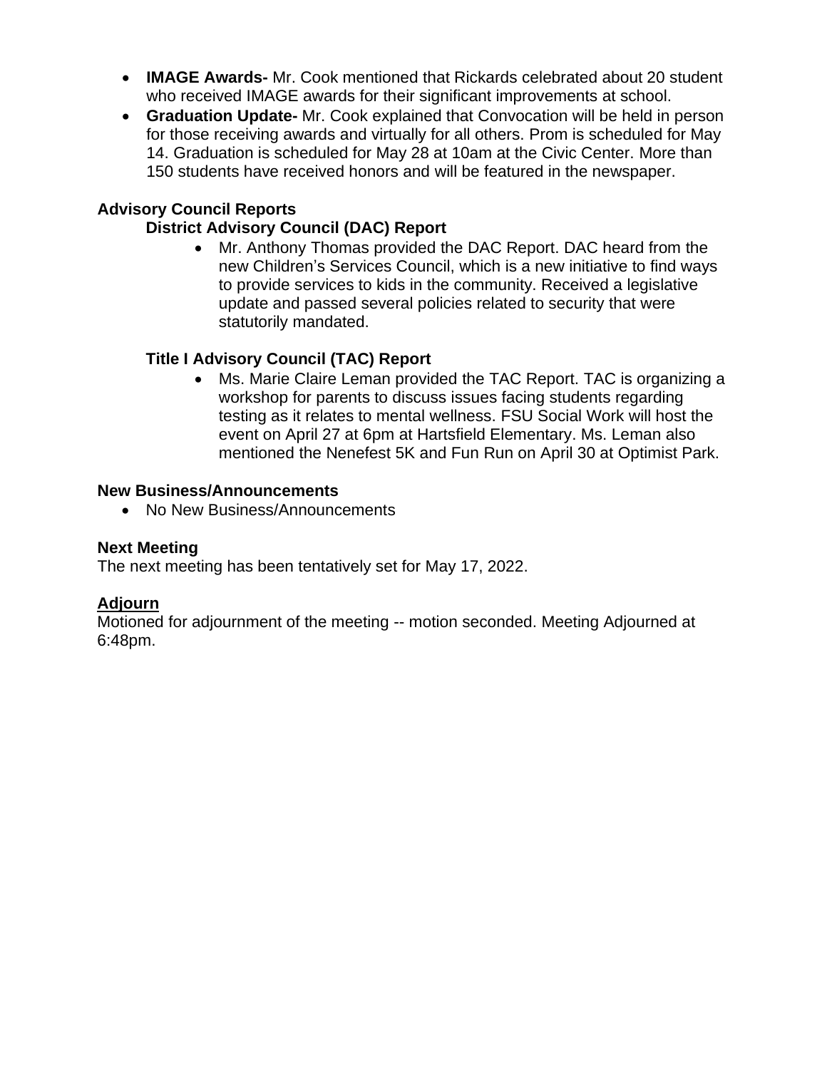- **IMAGE Awards-** Mr. Cook mentioned that Rickards celebrated about 20 student who received IMAGE awards for their significant improvements at school.
- **Graduation Update-** Mr. Cook explained that Convocation will be held in person for those receiving awards and virtually for all others. Prom is scheduled for May 14. Graduation is scheduled for May 28 at 10am at the Civic Center. More than 150 students have received honors and will be featured in the newspaper.

**Advisory Council Reports**

**District Advisory Council (DAC) Report**

- Mr. Anthony Thomas provided the DAC Report. DAC heard from the new Children's Services Council, which is a new initiative to find ways to provide services to kids in the community. Received a legislative update and passed several policies related to security that were statutorily mandated.

**Title I Advisory Council (TAC) Report**

- Ms. Marie Claire Leman provided the TAC Report. TAC is organizing a workshop for parents to discuss issues facing students regarding testing as it relates to mental wellness. FSU Social Work will host the event on April 27 at 6pm at Hartsfield Elementary. Ms. Leman also mentioned the Nenefest 5K and Fun Run on April 30 at Optimist Park.

**New Business/Announcements**

- No New Business/Announcements

**Next Meeting**

The next meeting has been tentatively set for May 17, 2022.

**Adjourn**

Motioned for adjournment of the meeting -- motion seconded. Meeting Adjourned at 6:48pm.